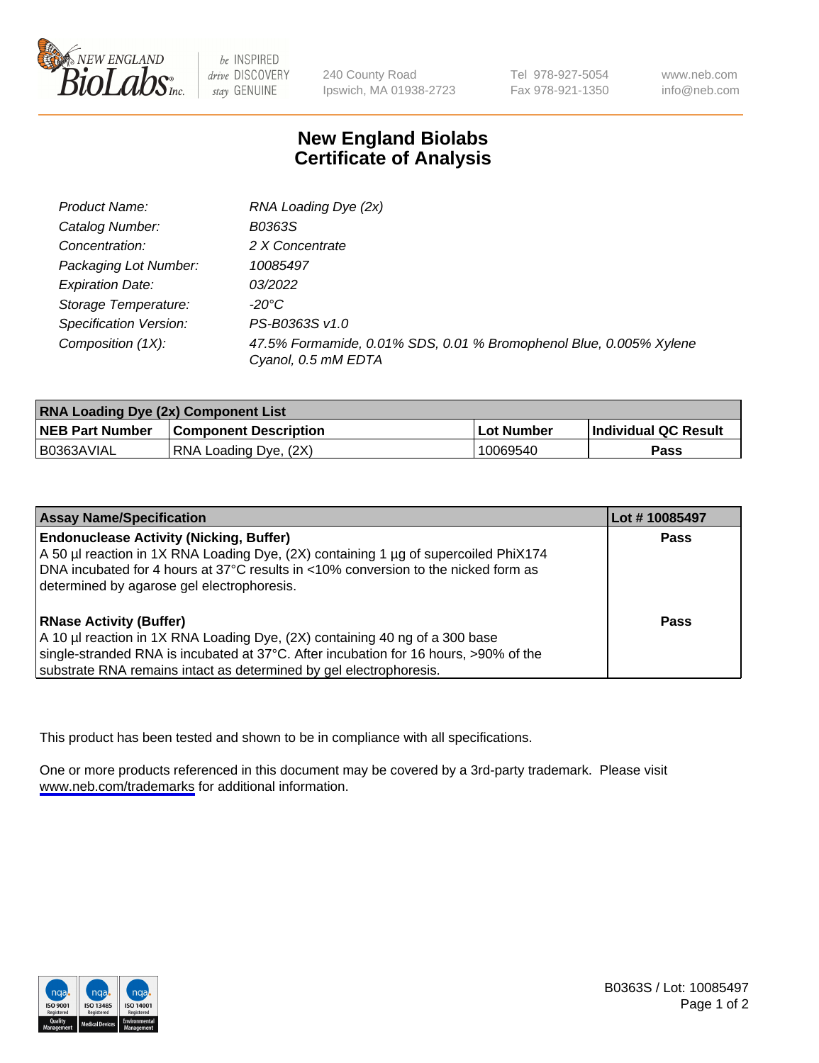240 County Road
Ipswich, MA 01938-2723

Tel 978-927-5054
Fax 978-921-1350

www.neb.com
info@neb.com

# New England Biolabs
# Certificate of Analysis

| | |
|---|---|
| *Product Name:* | *RNA Loading Dye (2x)* |
| *Catalog Number:* | *B0363S* |
| *Concentration:* | *2 X Concentrate* |
| *Packaging Lot Number:* | *10085497* |
| *Expiration Date:* | *03/2022* |
| *Storage Temperature:* | *-20°C* |
| *Specification Version:* | *PS-B0363S v1.0* |
| *Composition (1X):* | *47.5% Formamide, 0.01% SDS, 0.01 % Bromophenol Blue, 0.005% Xylene Cyanol, 0.5 mM EDTA* |

| **RNA Loading Dye (2x) Component List** | | | |
|---|---|---|---|
| **NEB Part Number** | **Component Description** | **Lot Number** | **Individual QC Result** |
| B0363AVIAL | RNA Loading Dye, (2X) | 10069540 | **Pass** |

| **Assay Name/Specification** | **Lot # 10085497** |
|---|---|
| **Endonuclease Activity (Nicking, Buffer)**<br>A 50 µl reaction in 1X RNA Loading Dye, (2X) containing 1 µg of supercoiled PhiX174 DNA incubated for 4 hours at 37°C results in <10% conversion to the nicked form as determined by agarose gel electrophoresis. | **Pass** |
| **RNase Activity (Buffer)**<br>A 10 µl reaction in 1X RNA Loading Dye, (2X) containing 40 ng of a 300 base single-stranded RNA is incubated at 37°C. After incubation for 16 hours, >90% of the substrate RNA remains intact as determined by gel electrophoresis. | **Pass** |

This product has been tested and shown to be in compliance with all specifications.

One or more products referenced in this document may be covered by a 3rd-party trademark. Please visit www.neb.com/trademarks for additional information.

B0363S / Lot: 10085497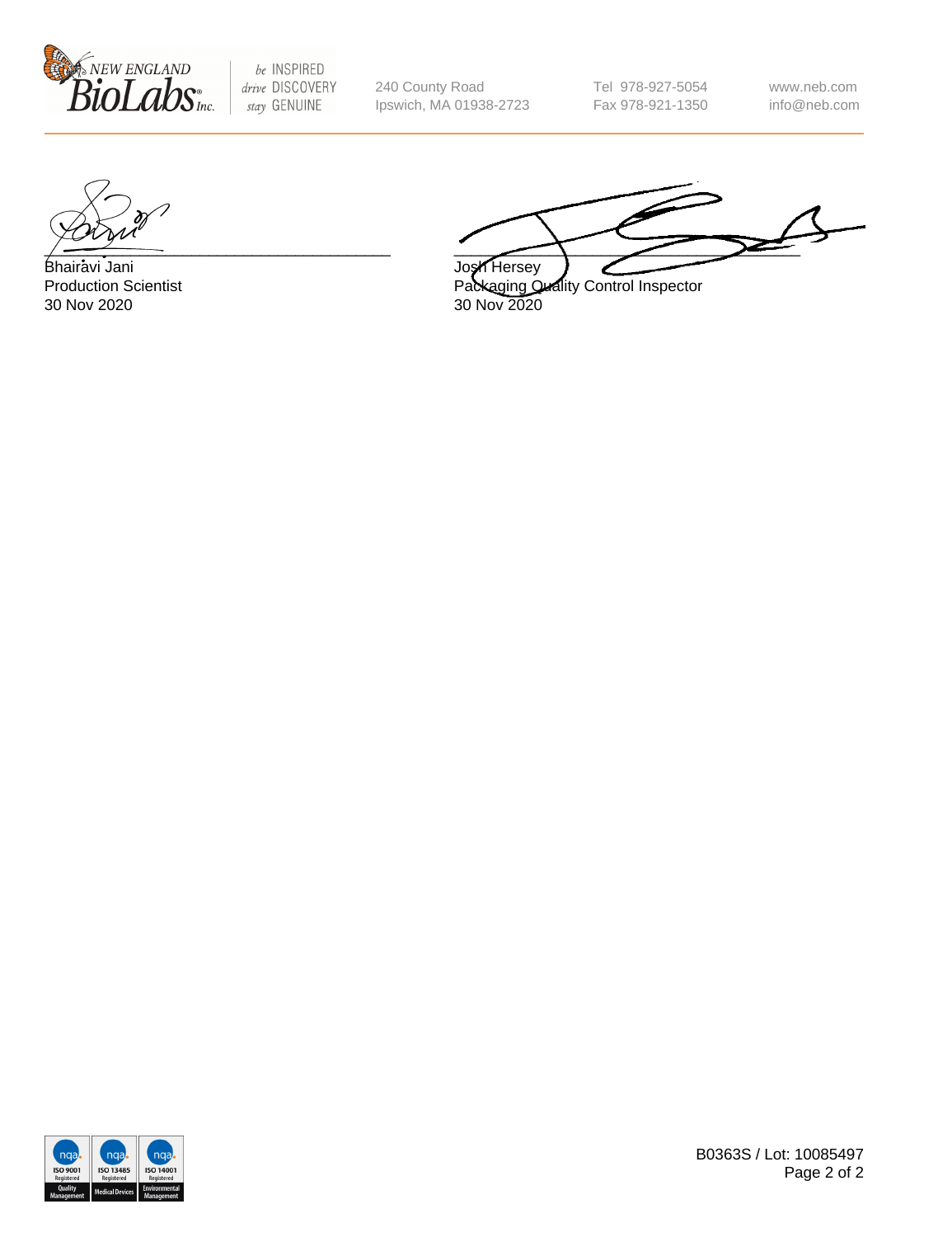Bhairavi Jani
Production Scientist
30 Nov 2020

Josh Hersey
Packaging Quality Control Inspector
30 Nov 2020

B0363S / Lot: 10085497